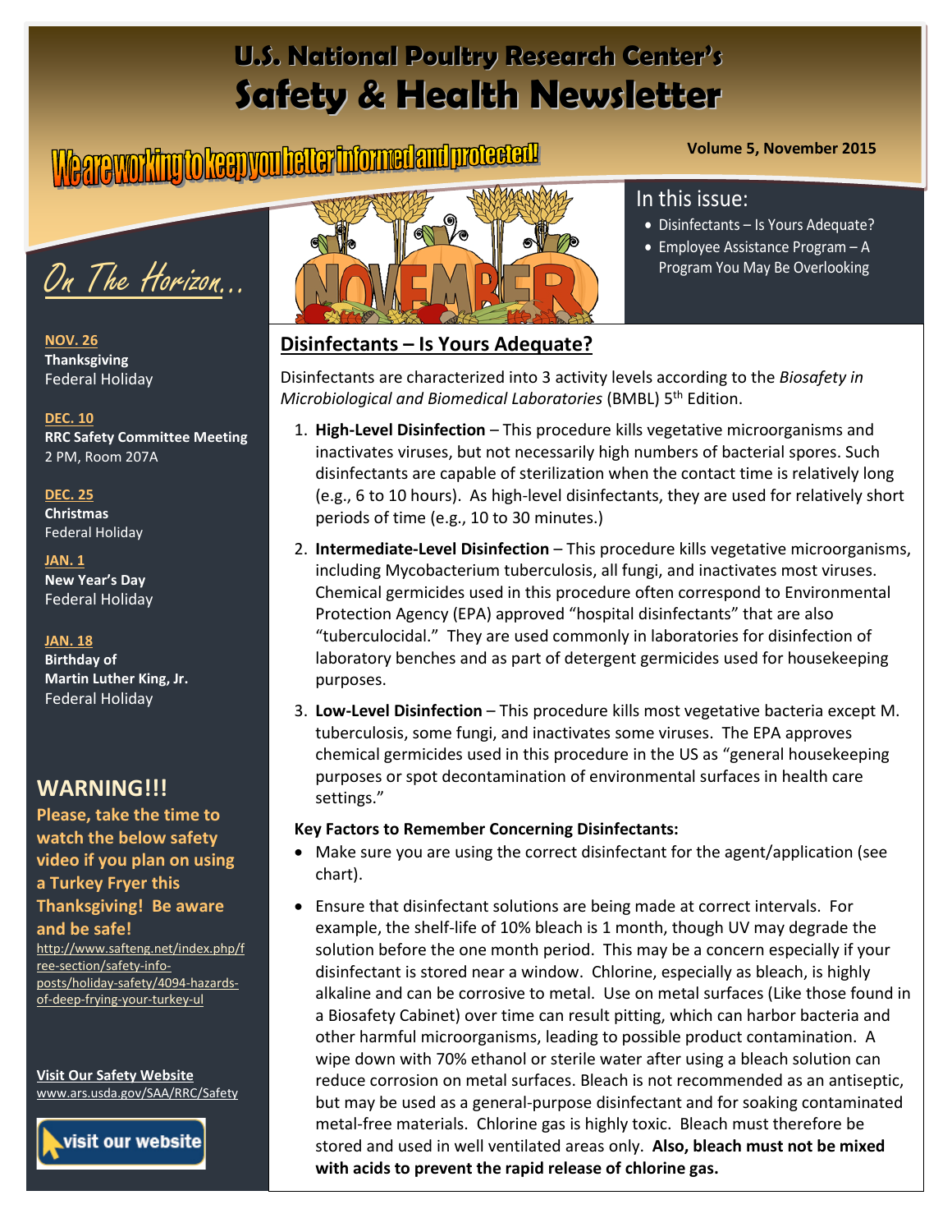# U.S. National Poultry Research Center's
# Safety & Health Newsletter

We are working to keep you better informed and protected!

**Volume 5, November 2015**

## In this issue:

- Disinfectants – Is Yours Adequate?
- Employee Assistance Program – A Program You May Be Overlooking

## On The Horizon...

**NOV. 26**
**Thanksgiving**
Federal Holiday

**DEC. 10**
**RRC Safety Committee Meeting**
2 PM, Room 207A

**DEC. 25**
**Christmas**
Federal Holiday

**JAN. 1**
**New Year's Day**
Federal Holiday

**JAN. 18**
**Birthday of Martin Luther King, Jr.**
Federal Holiday

## WARNING!!!

**Please, take the time to watch the below safety video if you plan on using a Turkey Fryer this Thanksgiving! Be aware and be safe!**

http://www.safteng.net/index.php/free-section/safety-info-posts/holiday-safety/4094-hazards-of-deep-frying-your-turkey-ul

**Visit Our Safety Website**
www.ars.usda.gov/SAA/RRC/Safety

visit our website

## Disinfectants – Is Yours Adequate?

Disinfectants are characterized into 3 activity levels according to the *Biosafety in Microbiological and Biomedical Laboratories* (BMBL) 5th Edition.

1. **High-Level Disinfection** – This procedure kills vegetative microorganisms and inactivates viruses, but not necessarily high numbers of bacterial spores. Such disinfectants are capable of sterilization when the contact time is relatively long (e.g., 6 to 10 hours). As high-level disinfectants, they are used for relatively short periods of time (e.g., 10 to 30 minutes.)
2. **Intermediate-Level Disinfection** – This procedure kills vegetative microorganisms, including Mycobacterium tuberculosis, all fungi, and inactivates most viruses. Chemical germicides used in this procedure often correspond to Environmental Protection Agency (EPA) approved "hospital disinfectants" that are also "tuberculocidal." They are used commonly in laboratories for disinfection of laboratory benches and as part of detergent germicides used for housekeeping purposes.
3. **Low-Level Disinfection** – This procedure kills most vegetative bacteria except M. tuberculosis, some fungi, and inactivates some viruses. The EPA approves chemical germicides used in this procedure in the US as "general housekeeping purposes or spot decontamination of environmental surfaces in health care settings."

**Key Factors to Remember Concerning Disinfectants:**

- Make sure you are using the correct disinfectant for the agent/application (see chart).
- Ensure that disinfectant solutions are being made at correct intervals. For example, the shelf-life of 10% bleach is 1 month, though UV may degrade the solution before the one month period. This may be a concern especially if your disinfectant is stored near a window. Chlorine, especially as bleach, is highly alkaline and can be corrosive to metal. Use on metal surfaces (Like those found in a Biosafety Cabinet) over time can result pitting, which can harbor bacteria and other harmful microorganisms, leading to possible product contamination. A wipe down with 70% ethanol or sterile water after using a bleach solution can reduce corrosion on metal surfaces. Bleach is not recommended as an antiseptic, but may be used as a general-purpose disinfectant and for soaking contaminated metal-free materials. Chlorine gas is highly toxic. Bleach must therefore be stored and used in well ventilated areas only. **Also, bleach must not be mixed with acids to prevent the rapid release of chlorine gas.**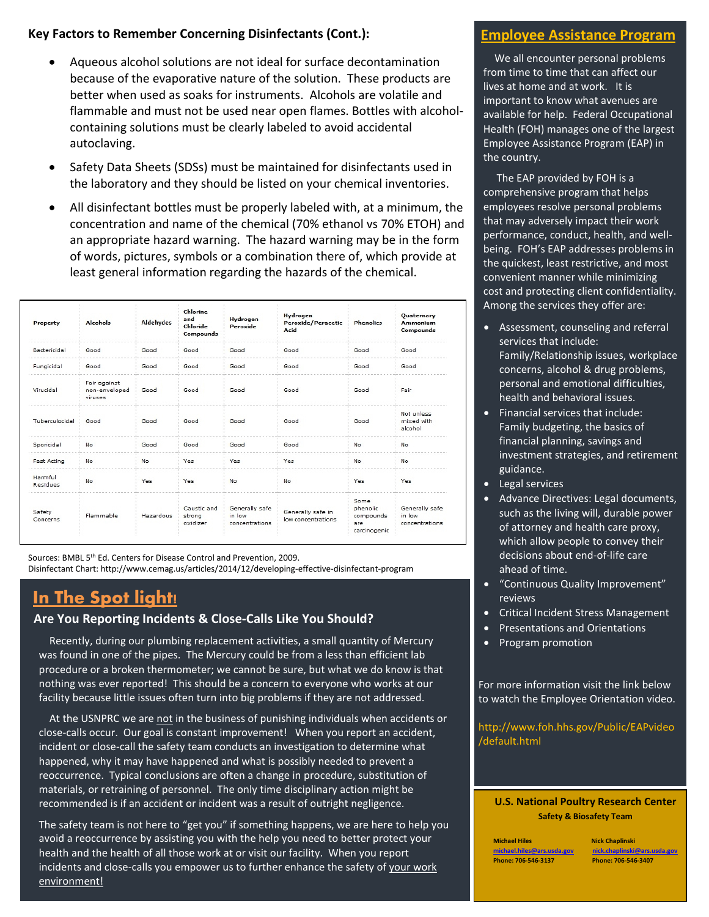**Key Factors to Remember Concerning Disinfectants (Cont.):**

- Aqueous alcohol solutions are not ideal for surface decontamination because of the evaporative nature of the solution. These products are better when used as soaks for instruments. Alcohols are volatile and flammable and must not be used near open flames. Bottles with alcohol-containing solutions must be clearly labeled to avoid accidental autoclaving.
- Safety Data Sheets (SDSs) must be maintained for disinfectants used in the laboratory and they should be listed on your chemical inventories.
- All disinfectant bottles must be properly labeled with, at a minimum, the concentration and name of the chemical (70% ethanol vs 70% ETOH) and an appropriate hazard warning. The hazard warning may be in the form of words, pictures, symbols or a combination there of, which provide at least general information regarding the hazards of the chemical.

| Property | Alcohols | Aldehydes | Chlorine and Chloride Compounds | Hydrogen Peroxide | Hydrogen Peroxide/Peracetic Acid | Phenolics | Quaternary Ammonium Compounds |
|---|---|---|---|---|---|---|---|
| Bactericidal | Good | Good | Good | Good | Good | Good | Good |
| Fungicidal | Good | Good | Good | Good | Good | Good | Good |
| Virucidal | Fair against non-enveloped viruses | Good | Good | Good | Good | Good | Fair |
| Tuberculocidal | Good | Good | Good | Good | Good | Good | Not unless mixed with alcohol |
| Sporicidal | No | Good | Good | Good | Good | No | No |
| Fast Acting | No | No | Yes | Yes | Yes | No | No |
| Harmful Residues | No | Yes | Yes | No | No | Yes | Yes |
| Safety Concerns | Flammable | Hazardous | Caustic and strong oxidizer | Generally safe in low concentrations | Generally safe in low concentrations | Some phenolic compounds are carcinogenic | Generally safe in low concentrations |

Sources: BMBL 5th Ed. Centers for Disease Control and Prevention, 2009.
Disinfectant Chart: http://www.cemag.us/articles/2014/12/developing-effective-disinfectant-program

## In The Spot light!

### Are You Reporting Incidents & Close-Calls Like You Should?

Recently, during our plumbing replacement activities, a small quantity of Mercury was found in one of the pipes. The Mercury could be from a less than efficient lab procedure or a broken thermometer; we cannot be sure, but what we do know is that nothing was ever reported! This should be a concern to everyone who works at our facility because little issues often turn into big problems if they are not addressed.

At the USNPRC we are not in the business of punishing individuals when accidents or close-calls occur. Our goal is constant improvement! When you report an accident, incident or close-call the safety team conducts an investigation to determine what happened, why it may have happened and what is possibly needed to prevent a reoccurrence. Typical conclusions are often a change in procedure, substitution of materials, or retraining of personnel. The only time disciplinary action might be recommended is if an accident or incident was a result of outright negligence.

The safety team is not here to "get you" if something happens, we are here to help you avoid a reoccurrence by assisting you with the help you need to better protect your health and the health of all those work at or visit our facility. When you report incidents and close-calls you empower us to further enhance the safety of your work environment!

## Employee Assistance Program

We all encounter personal problems from time to time that can affect our lives at home and at work. It is important to know what avenues are available for help. Federal Occupational Health (FOH) manages one of the largest Employee Assistance Program (EAP) in the country.

The EAP provided by FOH is a comprehensive program that helps employees resolve personal problems that may adversely impact their work performance, conduct, health, and well-being. FOH's EAP addresses problems in the quickest, least restrictive, and most convenient manner while minimizing cost and protecting client confidentiality. Among the services they offer are:

- Assessment, counseling and referral services that include: Family/Relationship issues, workplace concerns, alcohol & drug problems, personal and emotional difficulties, health and behavioral issues.
- Financial services that include: Family budgeting, the basics of financial planning, savings and investment strategies, and retirement guidance.
- Legal services
- Advance Directives: Legal documents, such as the living will, durable power of attorney and health care proxy, which allow people to convey their decisions about end-of-life care ahead of time.
- "Continuous Quality Improvement" reviews
- Critical Incident Stress Management
- Presentations and Orientations
- Program promotion

For more information visit the link below to watch the Employee Orientation video.

http://www.foh.hhs.gov/Public/EAPvideo/default.html

**U.S. National Poultry Research Center**

**Safety & Biosafety Team**

**Michael Hiles**
michael.hiles@ars.usda.gov
**Phone: 706-546-3137**

**Nick Chaplinski**
nick.chaplinski@ars.usda.gov
**Phone: 706-546-3407**